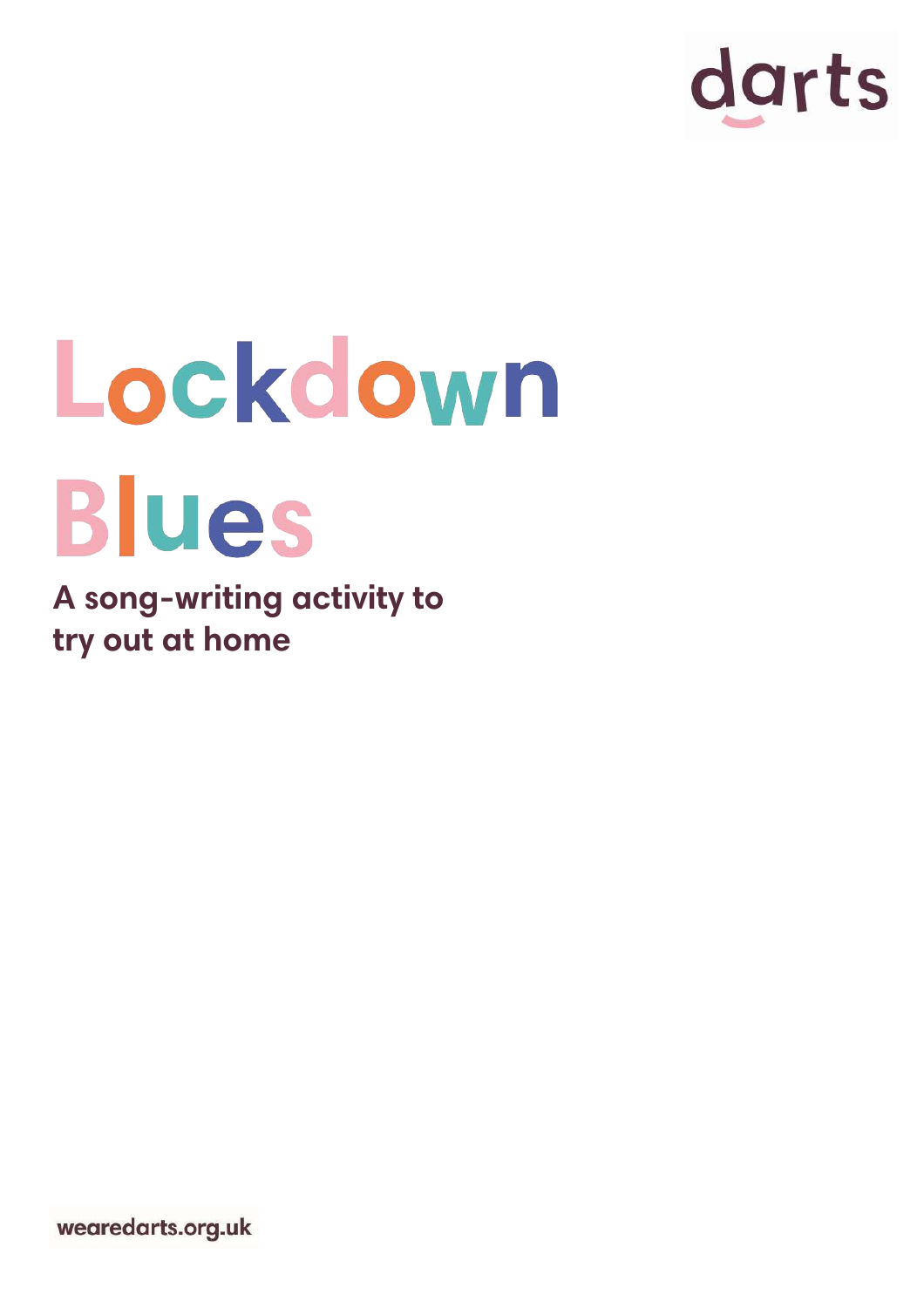darts

# Lockdown Blues

**A song-writing activity to try out at home**

wearedarts.org.uk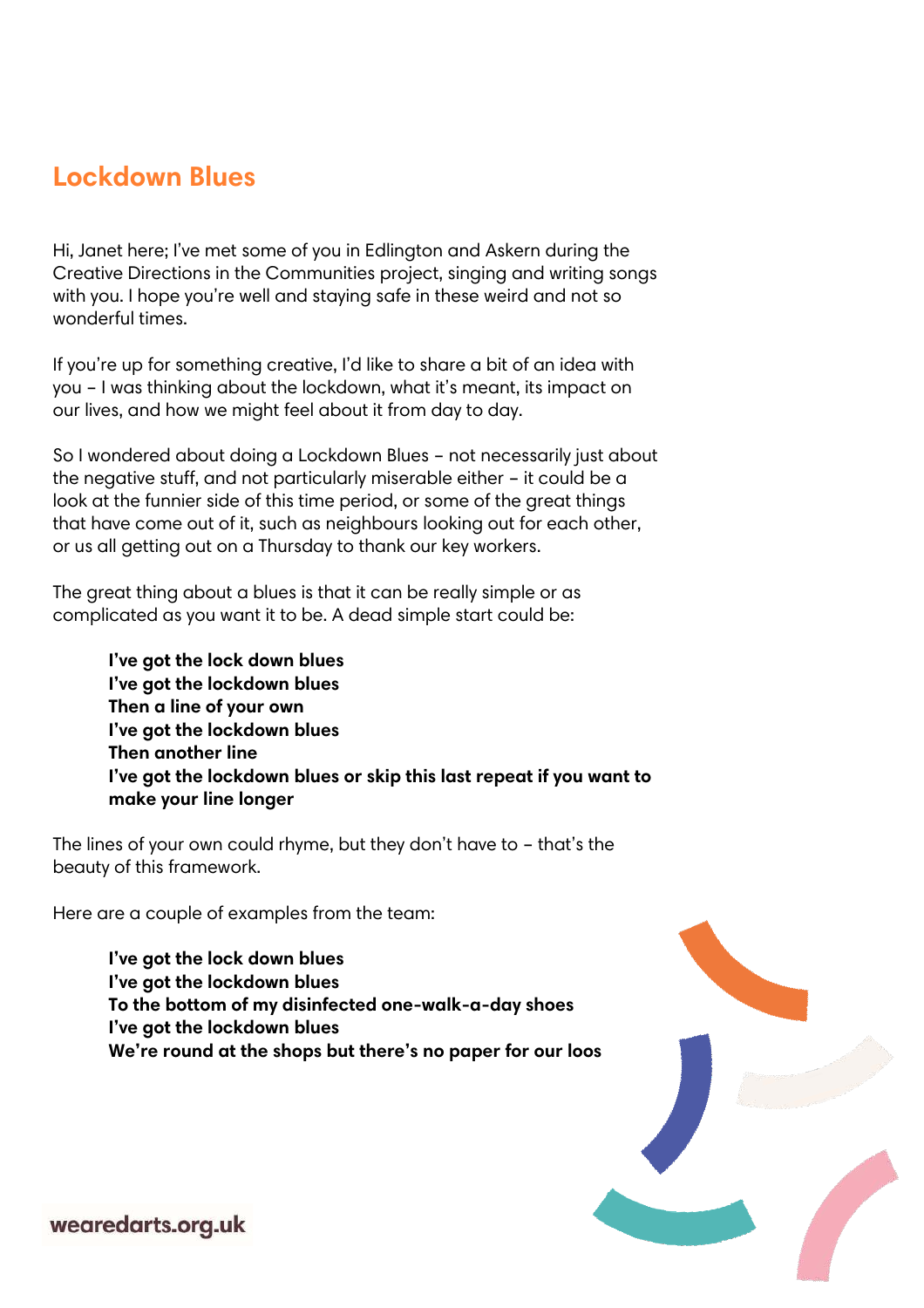# Lockdown Blues

Hi, Janet here; I've met some of you in Edlington and Askern during the Creative Directions in the Communities project, singing and writing songs with you. I hope you're well and staying safe in these weird and not so wonderful times.

If you're up for something creative, I'd like to share a bit of an idea with you – I was thinking about the lockdown, what it's meant, its impact on our lives, and how we might feel about it from day to day.

So I wondered about doing a Lockdown Blues – not necessarily just about the negative stuff, and not particularly miserable either – it could be a look at the funnier side of this time period, or some of the great things that have come out of it, such as neighbours looking out for each other, or us all getting out on a Thursday to thank our key workers.

The great thing about a blues is that it can be really simple or as complicated as you want it to be. A dead simple start could be:

> **I've got the lock down blues**
> **I've got the lockdown blues**
> **Then a line of your own**
> **I've got the lockdown blues**
> **Then another line**
> **I've got the lockdown blues or skip this last repeat if you want to make your line longer**

The lines of your own could rhyme, but they don't have to – that's the beauty of this framework.

Here are a couple of examples from the team:

> **I've got the lock down blues**
> **I've got the lockdown blues**
> **To the bottom of my disinfected one-walk-a-day shoes**
> **I've got the lockdown blues**
> **We're round at the shops but there's no paper for our loos**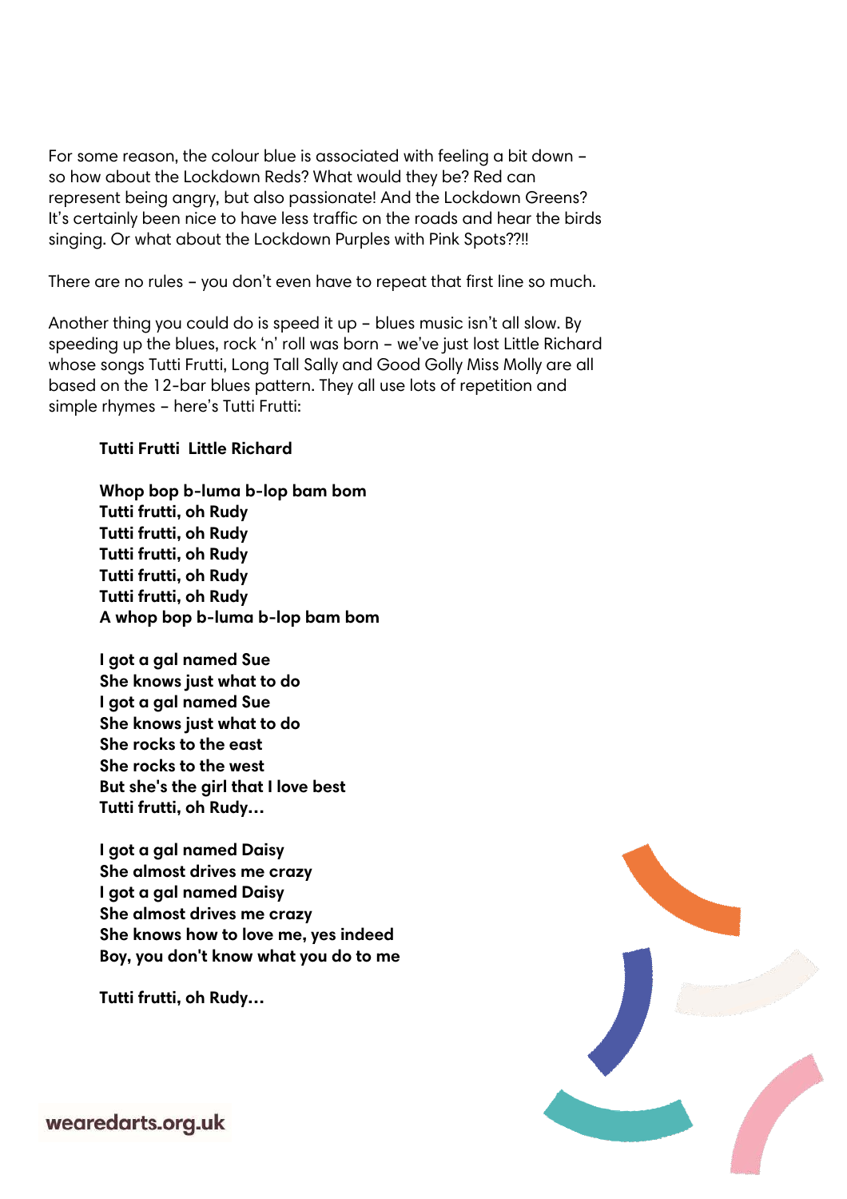For some reason, the colour blue is associated with feeling a bit down – so how about the Lockdown Reds? What would they be? Red can represent being angry, but also passionate! And the Lockdown Greens? It's certainly been nice to have less traffic on the roads and hear the birds singing. Or what about the Lockdown Purples with Pink Spots??!!

There are no rules – you don't even have to repeat that first line so much.

Another thing you could do is speed it up – blues music isn't all slow. By speeding up the blues, rock 'n' roll was born – we've just lost Little Richard whose songs Tutti Frutti, Long Tall Sally and Good Golly Miss Molly are all based on the 12-bar blues pattern. They all use lots of repetition and simple rhymes – here's Tutti Frutti:

> **Tutti Frutti  Little Richard**
>
> **Whop bop b-luma b-lop bam bom**
> **Tutti frutti, oh Rudy**
> **Tutti frutti, oh Rudy**
> **Tutti frutti, oh Rudy**
> **Tutti frutti, oh Rudy**
> **Tutti frutti, oh Rudy**
> **A whop bop b-luma b-lop bam bom**
>
> **I got a gal named Sue**
> **She knows just what to do**
> **I got a gal named Sue**
> **She knows just what to do**
> **She rocks to the east**
> **She rocks to the west**
> **But she's the girl that I love best**
> **Tutti frutti, oh Rudy…**
>
> **I got a gal named Daisy**
> **She almost drives me crazy**
> **I got a gal named Daisy**
> **She almost drives me crazy**
> **She knows how to love me, yes indeed**
> **Boy, you don't know what you do to me**
>
> **Tutti frutti, oh Rudy…**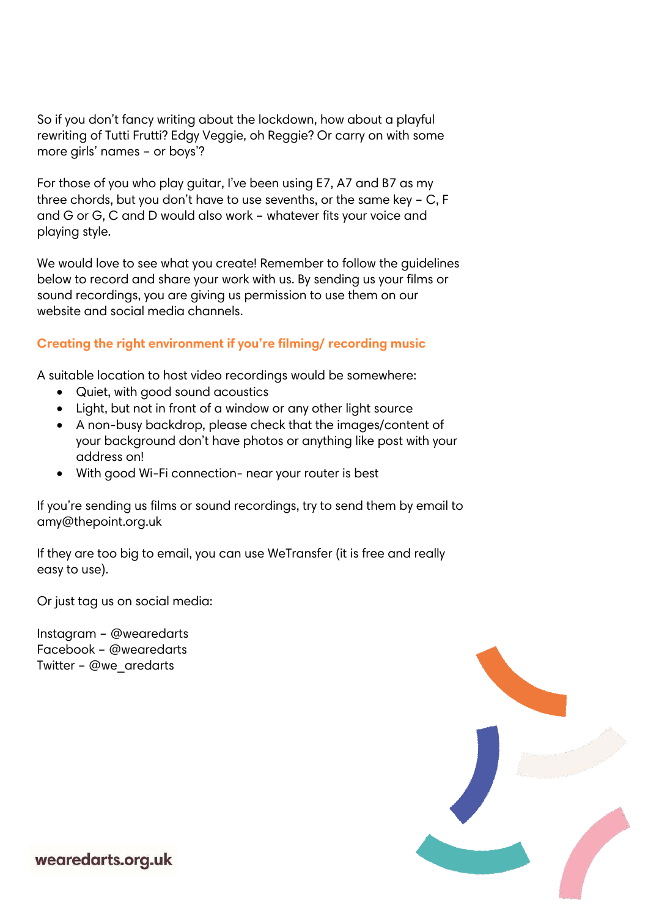So if you don't fancy writing about the lockdown, how about a playful rewriting of Tutti Frutti? Edgy Veggie, oh Reggie? Or carry on with some more girls' names – or boys'?

For those of you who play guitar, I've been using E7, A7 and B7 as my three chords, but you don't have to use sevenths, or the same key – C, F and G or G, C and D would also work – whatever fits your voice and playing style.

We would love to see what you create! Remember to follow the guidelines below to record and share your work with us. By sending us your films or sound recordings, you are giving us permission to use them on our website and social media channels.

### Creating the right environment if you're filming/ recording music

A suitable location to host video recordings would be somewhere:

- Quiet, with good sound acoustics
- Light, but not in front of a window or any other light source
- A non-busy backdrop, please check that the images/content of your background don't have photos or anything like post with your address on!
- With good Wi-Fi connection- near your router is best

If you're sending us films or sound recordings, try to send them by email to amy@thepoint.org.uk

If they are too big to email, you can use WeTransfer (it is free and really easy to use).

Or just tag us on social media:

Instagram – @wearedarts
Facebook – @wearedarts
Twitter – @we_aredarts